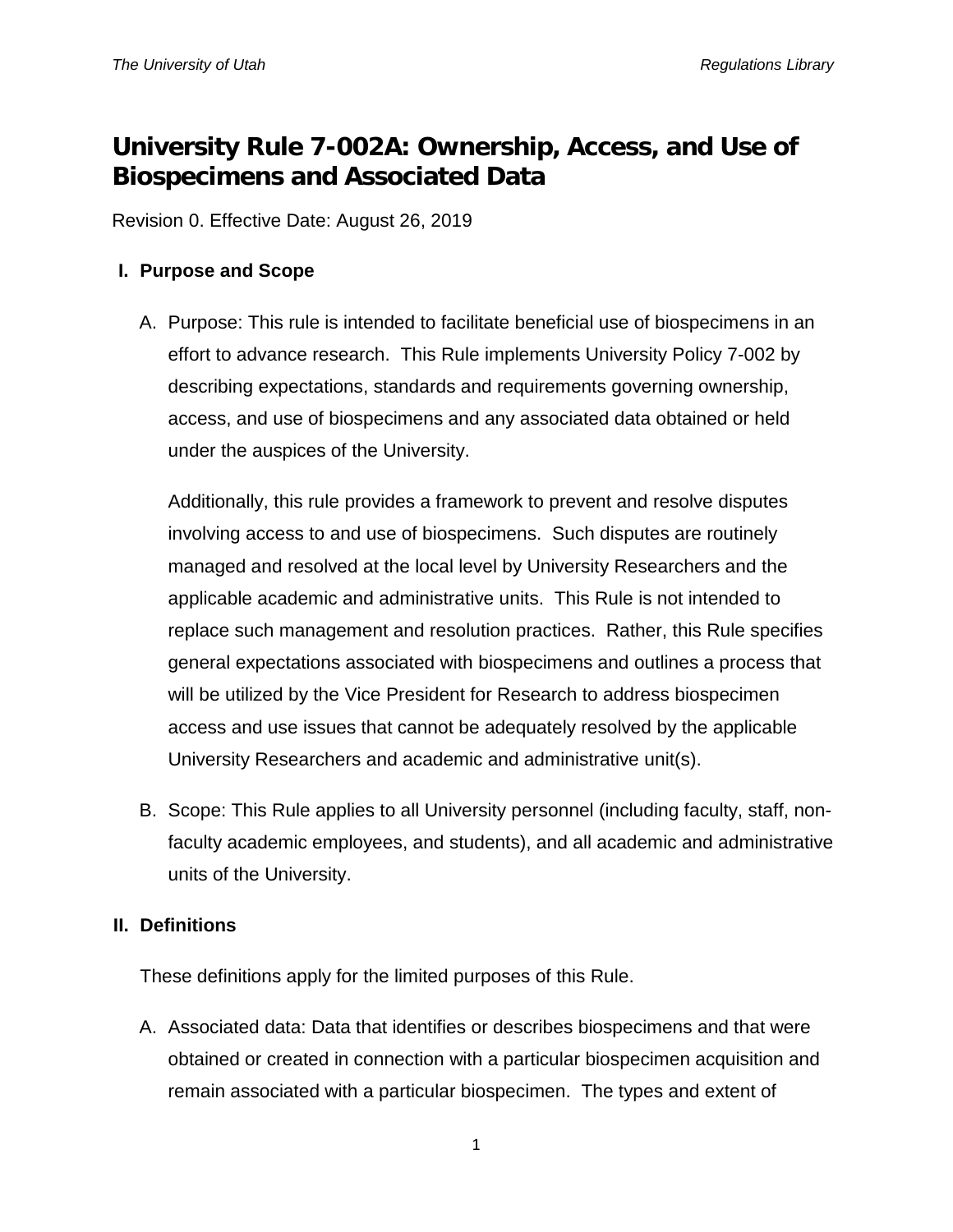# University Rule 7-002A: Ownership, Access, and Use of Biospecimens and Associated Data

Revision 0. Effective Date: August 26, 2019

## I. Purpose and Scope

A. Purpose: This rule is intended to facilitate beneficial use of biospecimens in an effort to advance research. This Rule implements University Policy 7-002 by describing expectations, standards and requirements governing ownership, access, and use of biospecimens and any associated data obtained or held under the auspices of the University.

   Additionally, this rule provides a framework to prevent and resolve disputes involving access to and use of biospecimens. Such disputes are routinely managed and resolved at the local level by University Researchers and the applicable academic and administrative units. This Rule is not intended to replace such management and resolution practices. Rather, this Rule specifies general expectations associated with biospecimens and outlines a process that will be utilized by the Vice President for Research to address biospecimen access and use issues that cannot be adequately resolved by the applicable University Researchers and academic and administrative unit(s).

B. Scope: This Rule applies to all University personnel (including faculty, staff, non-faculty academic employees, and students), and all academic and administrative units of the University.

## II. Definitions

These definitions apply for the limited purposes of this Rule.

A. Associated data: Data that identifies or describes biospecimens and that were obtained or created in connection with a particular biospecimen acquisition and remain associated with a particular biospecimen. The types and extent of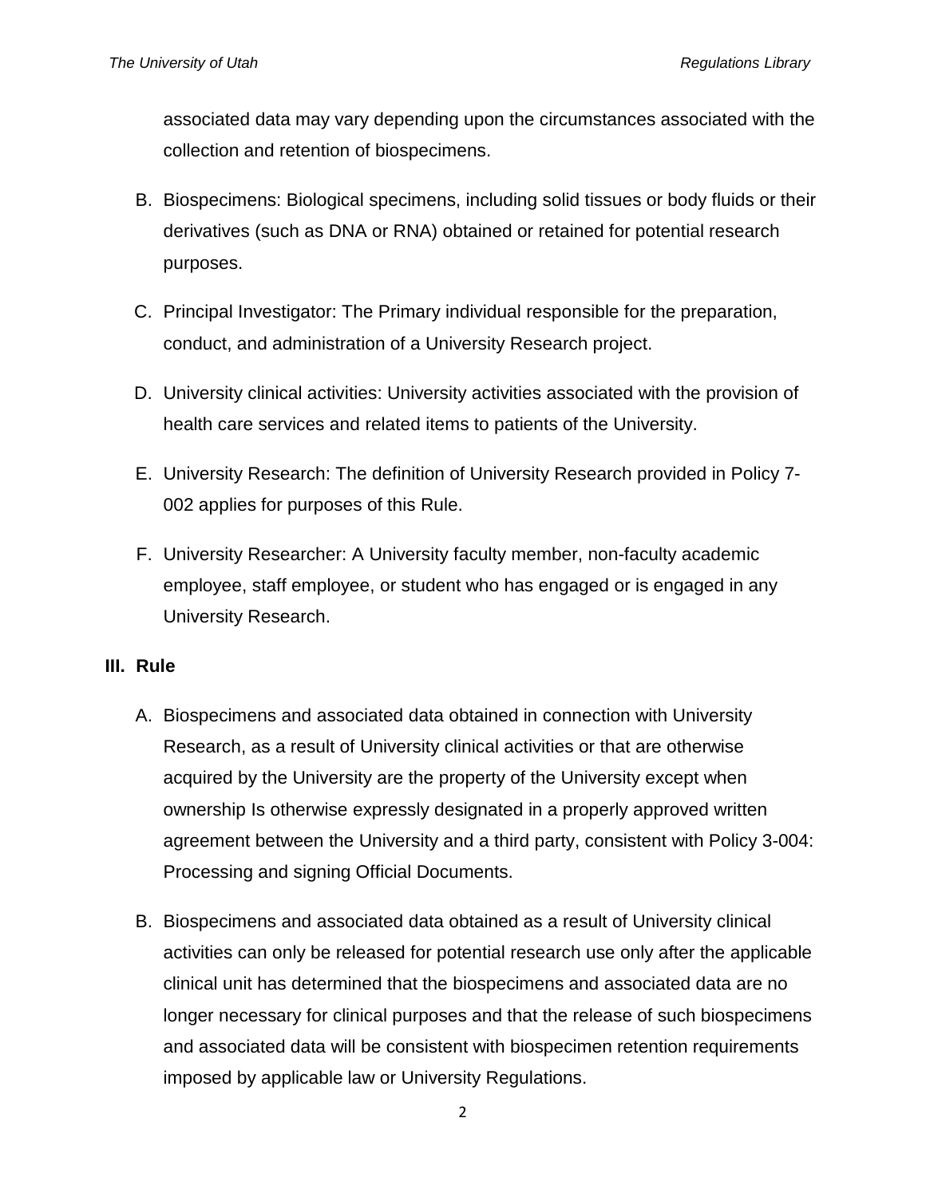associated data may vary depending upon the circumstances associated with the collection and retention of biospecimens.

B. Biospecimens: Biological specimens, including solid tissues or body fluids or their derivatives (such as DNA or RNA) obtained or retained for potential research purposes.

C. Principal Investigator: The Primary individual responsible for the preparation, conduct, and administration of a University Research project.

D. University clinical activities: University activities associated with the provision of health care services and related items to patients of the University.

E. University Research: The definition of University Research provided in Policy 7-002 applies for purposes of this Rule.

F. University Researcher: A University faculty member, non-faculty academic employee, staff employee, or student who has engaged or is engaged in any University Research.

## III. Rule

A. Biospecimens and associated data obtained in connection with University Research, as a result of University clinical activities or that are otherwise acquired by the University are the property of the University except when ownership Is otherwise expressly designated in a properly approved written agreement between the University and a third party, consistent with Policy 3-004: Processing and signing Official Documents.

B. Biospecimens and associated data obtained as a result of University clinical activities can only be released for potential research use only after the applicable clinical unit has determined that the biospecimens and associated data are no longer necessary for clinical purposes and that the release of such biospecimens and associated data will be consistent with biospecimen retention requirements imposed by applicable law or University Regulations.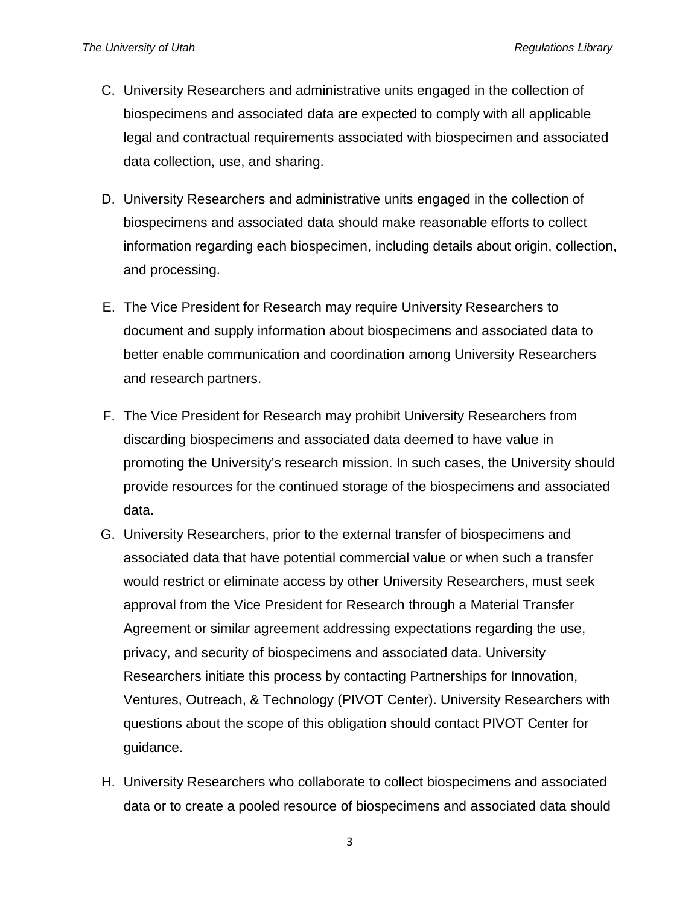C. University Researchers and administrative units engaged in the collection of biospecimens and associated data are expected to comply with all applicable legal and contractual requirements associated with biospecimen and associated data collection, use, and sharing.

D. University Researchers and administrative units engaged in the collection of biospecimens and associated data should make reasonable efforts to collect information regarding each biospecimen, including details about origin, collection, and processing.

E. The Vice President for Research may require University Researchers to document and supply information about biospecimens and associated data to better enable communication and coordination among University Researchers and research partners.

F. The Vice President for Research may prohibit University Researchers from discarding biospecimens and associated data deemed to have value in promoting the University's research mission. In such cases, the University should provide resources for the continued storage of the biospecimens and associated data.

G. University Researchers, prior to the external transfer of biospecimens and associated data that have potential commercial value or when such a transfer would restrict or eliminate access by other University Researchers, must seek approval from the Vice President for Research through a Material Transfer Agreement or similar agreement addressing expectations regarding the use, privacy, and security of biospecimens and associated data. University Researchers initiate this process by contacting Partnerships for Innovation, Ventures, Outreach, & Technology (PIVOT Center). University Researchers with questions about the scope of this obligation should contact PIVOT Center for guidance.

H. University Researchers who collaborate to collect biospecimens and associated data or to create a pooled resource of biospecimens and associated data should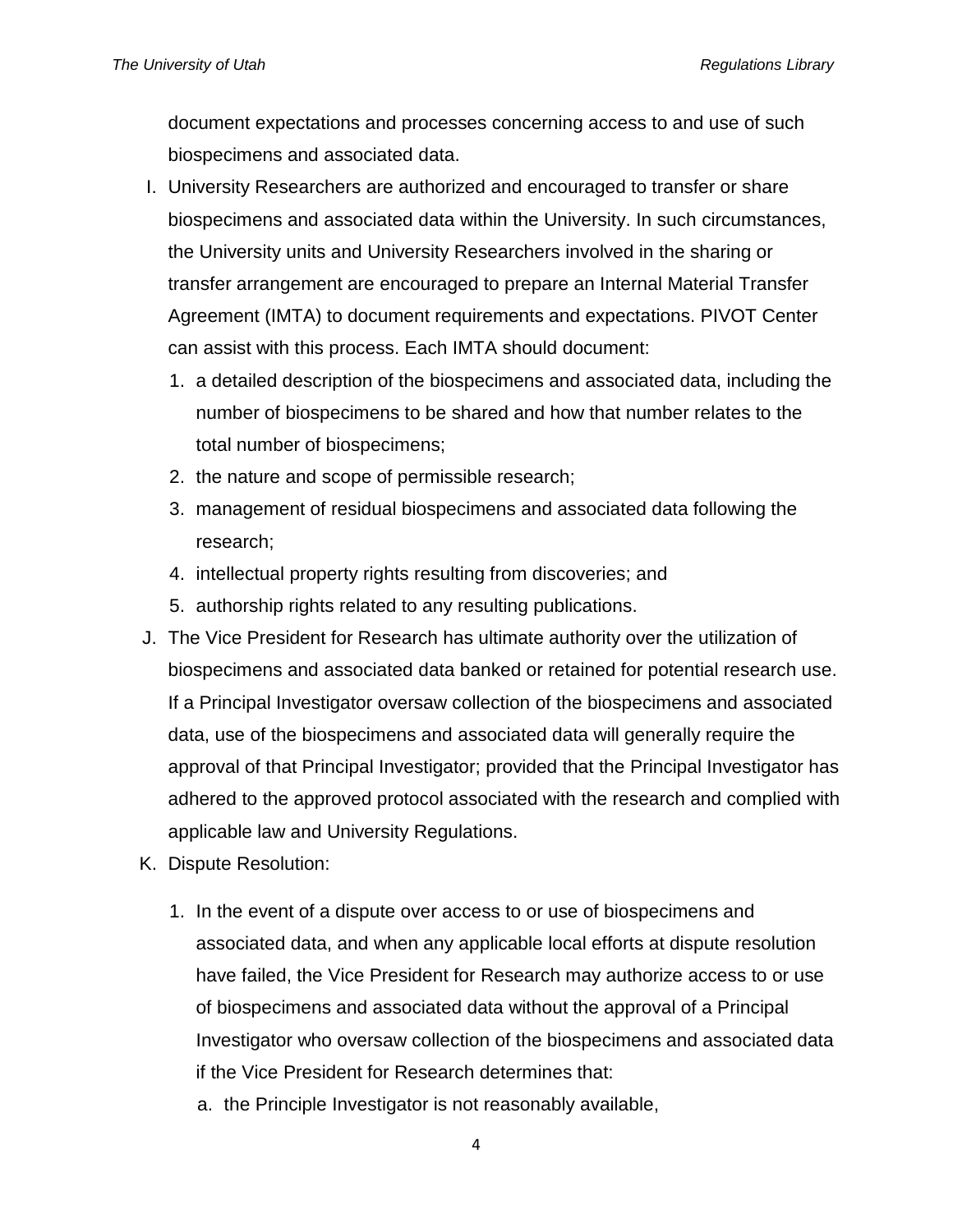document expectations and processes concerning access to and use of such biospecimens and associated data.

I. University Researchers are authorized and encouraged to transfer or share biospecimens and associated data within the University. In such circumstances, the University units and University Researchers involved in the sharing or transfer arrangement are encouraged to prepare an Internal Material Transfer Agreement (IMTA) to document requirements and expectations. PIVOT Center can assist with this process. Each IMTA should document:

   1. a detailed description of the biospecimens and associated data, including the number of biospecimens to be shared and how that number relates to the total number of biospecimens;
   2. the nature and scope of permissible research;
   3. management of residual biospecimens and associated data following the research;
   4. intellectual property rights resulting from discoveries; and
   5. authorship rights related to any resulting publications.

J. The Vice President for Research has ultimate authority over the utilization of biospecimens and associated data banked or retained for potential research use. If a Principal Investigator oversaw collection of the biospecimens and associated data, use of the biospecimens and associated data will generally require the approval of that Principal Investigator; provided that the Principal Investigator has adhered to the approved protocol associated with the research and complied with applicable law and University Regulations.

K. Dispute Resolution:

   1. In the event of a dispute over access to or use of biospecimens and associated data, and when any applicable local efforts at dispute resolution have failed, the Vice President for Research may authorize access to or use of biospecimens and associated data without the approval of a Principal Investigator who oversaw collection of the biospecimens and associated data if the Vice President for Research determines that:

      a. the Principle Investigator is not reasonably available,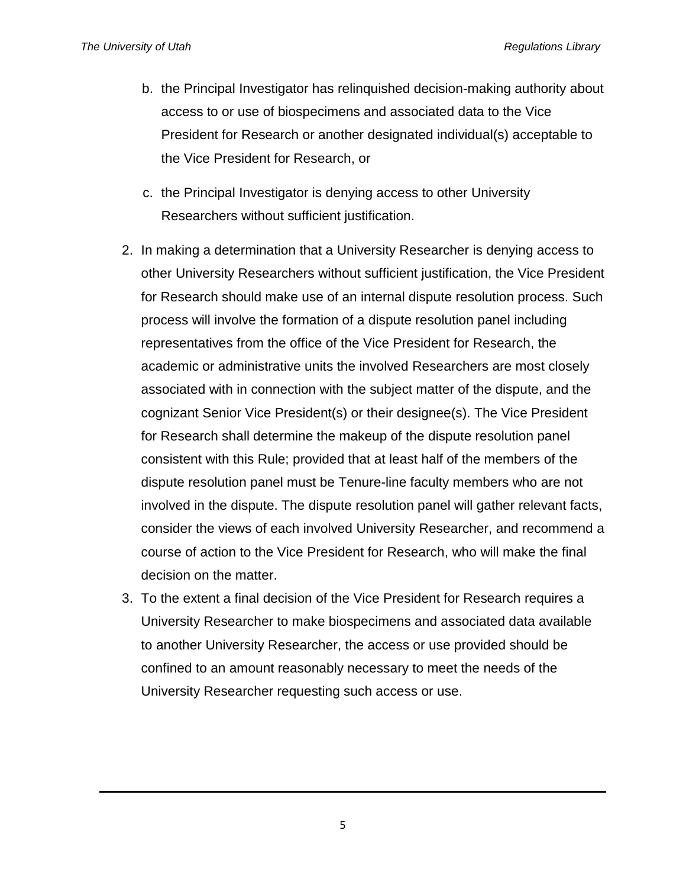b. the Principal Investigator has relinquished decision-making authority about access to or use of biospecimens and associated data to the Vice President for Research or another designated individual(s) acceptable to the Vice President for Research, or

c. the Principal Investigator is denying access to other University Researchers without sufficient justification.

2. In making a determination that a University Researcher is denying access to other University Researchers without sufficient justification, the Vice President for Research should make use of an internal dispute resolution process. Such process will involve the formation of a dispute resolution panel including representatives from the office of the Vice President for Research, the academic or administrative units the involved Researchers are most closely associated with in connection with the subject matter of the dispute, and the cognizant Senior Vice President(s) or their designee(s). The Vice President for Research shall determine the makeup of the dispute resolution panel consistent with this Rule; provided that at least half of the members of the dispute resolution panel must be Tenure-line faculty members who are not involved in the dispute. The dispute resolution panel will gather relevant facts, consider the views of each involved University Researcher, and recommend a course of action to the Vice President for Research, who will make the final decision on the matter.

3. To the extent a final decision of the Vice President for Research requires a University Researcher to make biospecimens and associated data available to another University Researcher, the access or use provided should be confined to an amount reasonably necessary to meet the needs of the University Researcher requesting such access or use.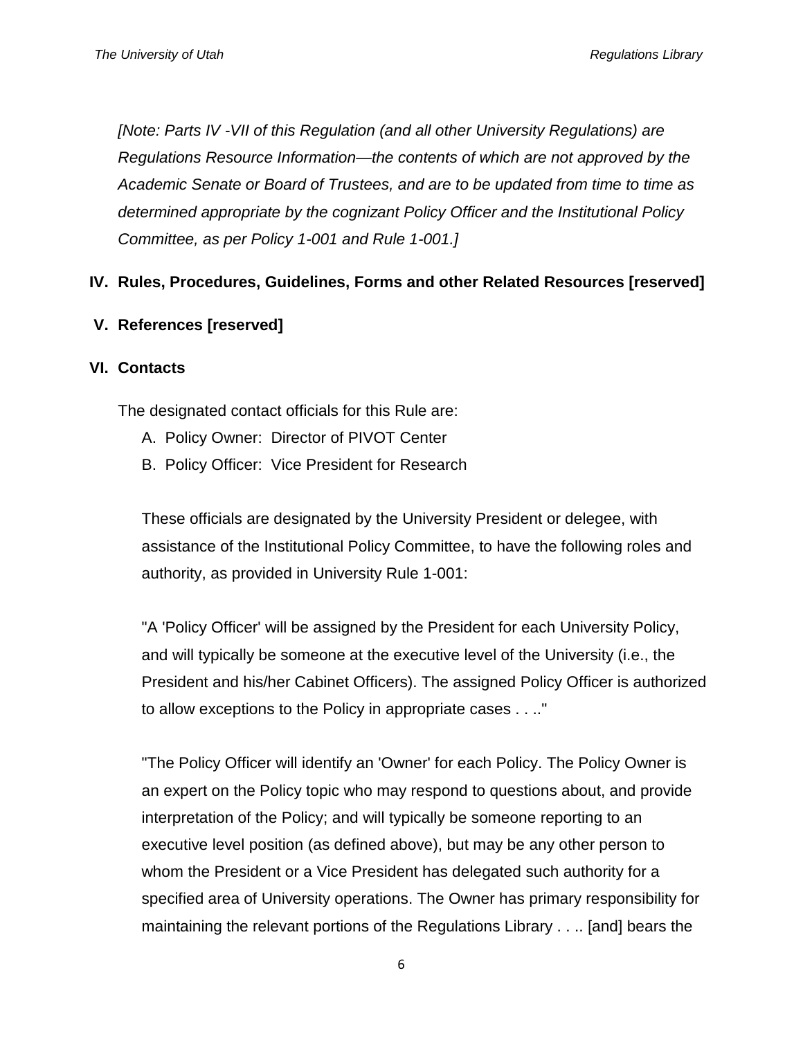*[Note: Parts IV -VII of this Regulation (and all other University Regulations) are Regulations Resource Information—the contents of which are not approved by the Academic Senate or Board of Trustees, and are to be updated from time to time as determined appropriate by the cognizant Policy Officer and the Institutional Policy Committee, as per Policy 1-001 and Rule 1-001.]*

## IV. Rules, Procedures, Guidelines, Forms and other Related Resources [reserved]

## V. References [reserved]

## VI. Contacts

The designated contact officials for this Rule are:

A. Policy Owner: Director of PIVOT Center
B. Policy Officer: Vice President for Research

These officials are designated by the University President or delegee, with assistance of the Institutional Policy Committee, to have the following roles and authority, as provided in University Rule 1-001:

"A 'Policy Officer' will be assigned by the President for each University Policy, and will typically be someone at the executive level of the University (i.e., the President and his/her Cabinet Officers). The assigned Policy Officer is authorized to allow exceptions to the Policy in appropriate cases . . .."

"The Policy Officer will identify an 'Owner' for each Policy. The Policy Owner is an expert on the Policy topic who may respond to questions about, and provide interpretation of the Policy; and will typically be someone reporting to an executive level position (as defined above), but may be any other person to whom the President or a Vice President has delegated such authority for a specified area of University operations. The Owner has primary responsibility for maintaining the relevant portions of the Regulations Library . . .. [and] bears the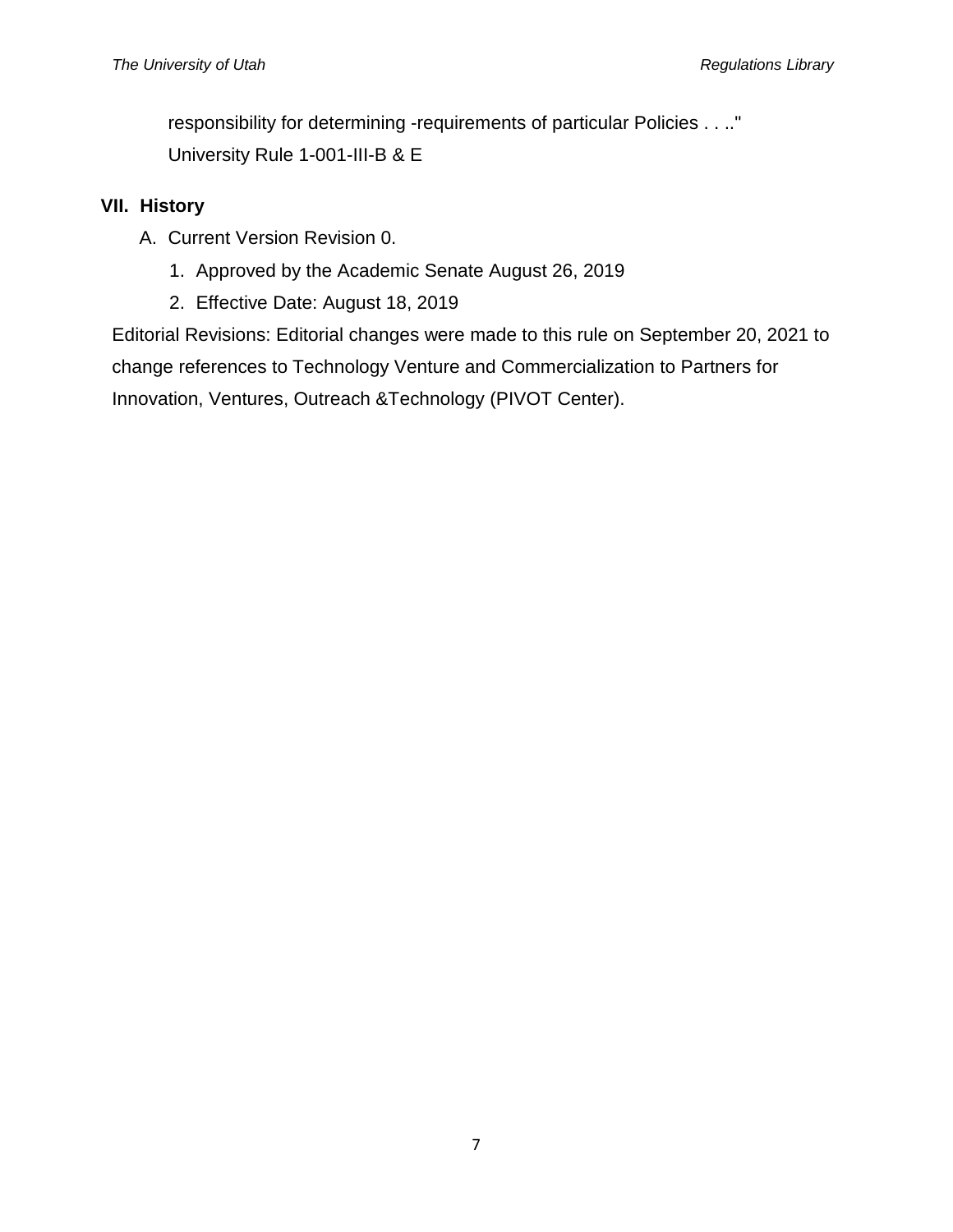responsibility for determining -requirements of particular Policies . . .."
University Rule 1-001-III-B & E

## VII. History

A. Current Version Revision 0.

1. Approved by the Academic Senate August 26, 2019
2. Effective Date: August 18, 2019

Editorial Revisions: Editorial changes were made to this rule on September 20, 2021 to change references to Technology Venture and Commercialization to Partners for Innovation, Ventures, Outreach &Technology (PIVOT Center).